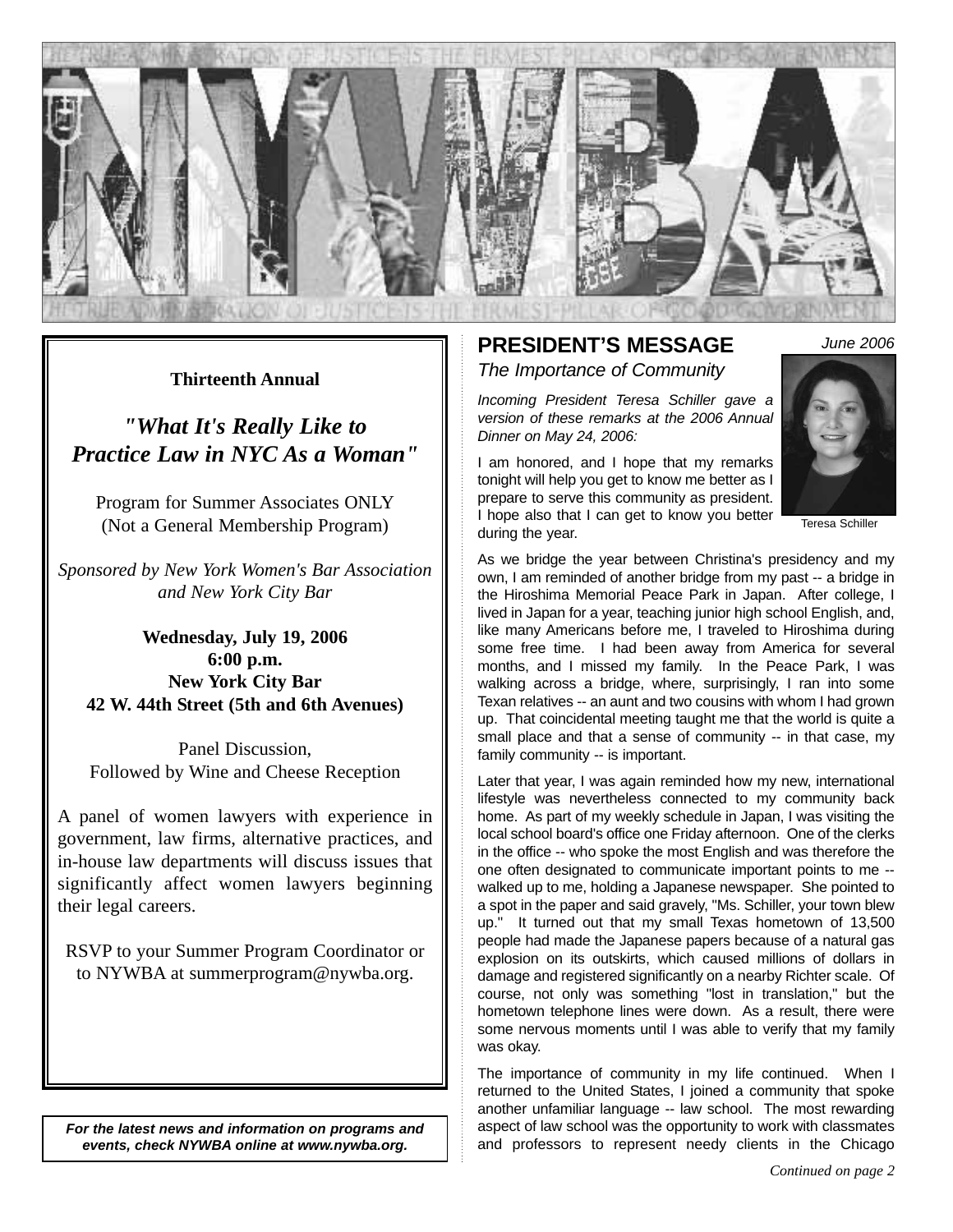# NYWBA

THE TRUE ADMINISTRATION OF JUSTICE IS THE FIRMEST PILLAR OF GOOD GOVERNMENT

**Thirteenth Annual**

***"What It's Really Like to Practice Law in NYC As a Woman"***

Program for Summer Associates ONLY
(Not a General Membership Program)

*Sponsored by New York Women's Bar Association and New York City Bar*

**Wednesday, July 19, 2006**
**6:00 p.m.**
**New York City Bar**
**42 W. 44th Street (5th and 6th Avenues)**

Panel Discussion,
Followed by Wine and Cheese Reception

A panel of women lawyers with experience in government, law firms, alternative practices, and in-house law departments will discuss issues that significantly affect women lawyers beginning their legal careers.

RSVP to your Summer Program Coordinator or to NYWBA at summerprogram@nywba.org.

***For the latest news and information on programs and events, check NYWBA online at www.nywba.org.***

## PRESIDENT'S MESSAGE

*June 2006*

### *The Importance of Community*

*Incoming President Teresa Schiller gave a version of these remarks at the 2006 Annual Dinner on May 24, 2006:*

Teresa Schiller

I am honored, and I hope that my remarks tonight will help you get to know me better as I prepare to serve this community as president. I hope also that I can get to know you better during the year.

As we bridge the year between Christina's presidency and my own, I am reminded of another bridge from my past -- a bridge in the Hiroshima Memorial Peace Park in Japan. After college, I lived in Japan for a year, teaching junior high school English, and, like many Americans before me, I traveled to Hiroshima during some free time. I had been away from America for several months, and I missed my family. In the Peace Park, I was walking across a bridge, where, surprisingly, I ran into some Texan relatives -- an aunt and two cousins with whom I had grown up. That coincidental meeting taught me that the world is quite a small place and that a sense of community -- in that case, my family community -- is important.

Later that year, I was again reminded how my new, international lifestyle was nevertheless connected to my community back home. As part of my weekly schedule in Japan, I was visiting the local school board's office one Friday afternoon. One of the clerks in the office -- who spoke the most English and was therefore the one often designated to communicate important points to me -- walked up to me, holding a Japanese newspaper. She pointed to a spot in the paper and said gravely, "Ms. Schiller, your town blew up." It turned out that my small Texas hometown of 13,500 people had made the Japanese papers because of a natural gas explosion on its outskirts, which caused millions of dollars in damage and registered significantly on a nearby Richter scale. Of course, not only was something "lost in translation," but the hometown telephone lines were down. As a result, there were some nervous moments until I was able to verify that my family was okay.

The importance of community in my life continued. When I returned to the United States, I joined a community that spoke another unfamiliar language -- law school. The most rewarding aspect of law school was the opportunity to work with classmates and professors to represent needy clients in the Chicago

*Continued on page 2*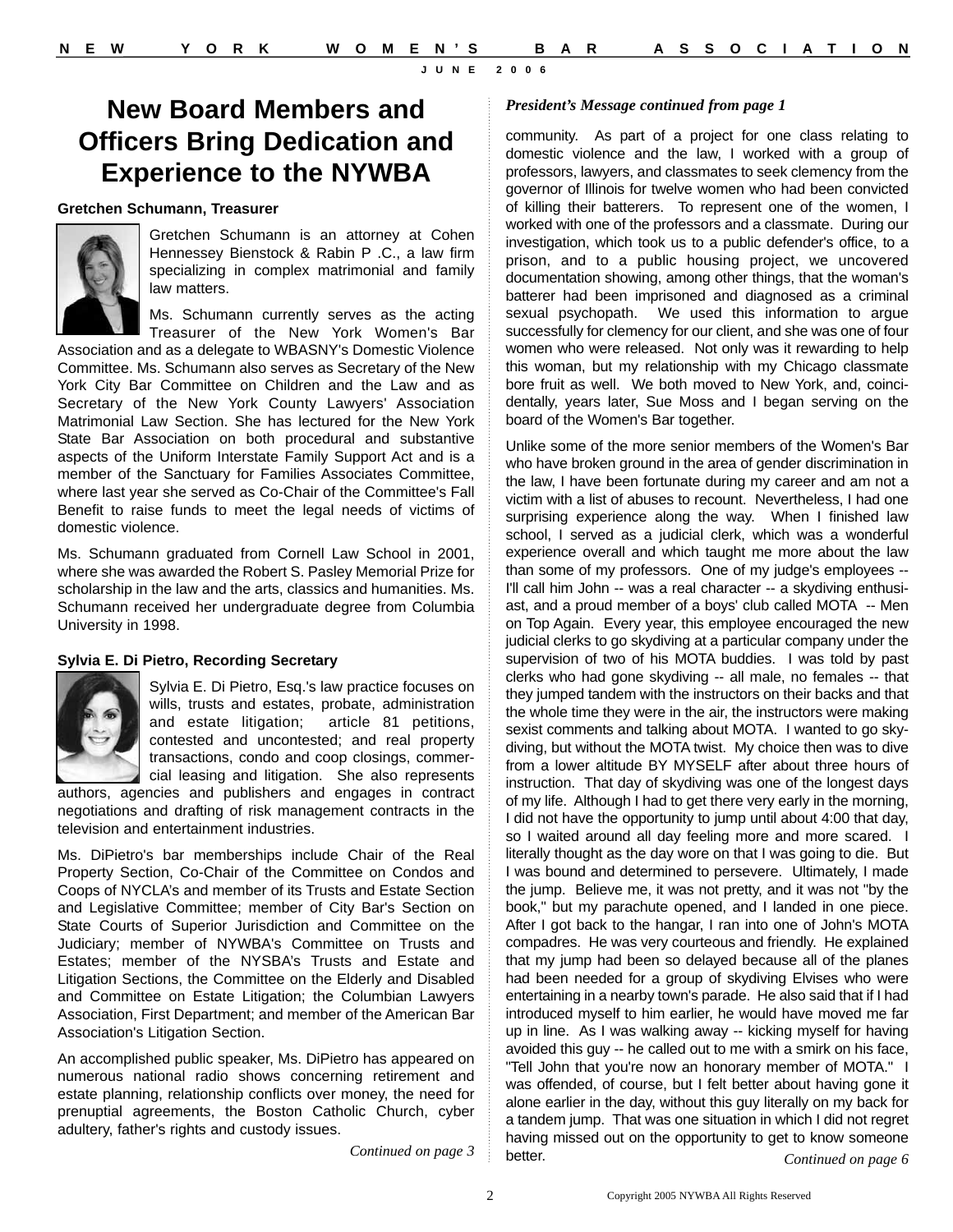# New Board Members and Officers Bring Dedication and Experience to the NYWBA

**Gretchen Schumann, Treasurer**

Gretchen Schumann is an attorney at Cohen Hennessey Bienstock & Rabin P .C., a law firm specializing in complex matrimonial and family law matters.

Ms. Schumann currently serves as the acting Treasurer of the New York Women's Bar Association and as a delegate to WBASNY's Domestic Violence Committee. Ms. Schumann also serves as Secretary of the New York City Bar Committee on Children and the Law and as Secretary of the New York County Lawyers' Association Matrimonial Law Section. She has lectured for the New York State Bar Association on both procedural and substantive aspects of the Uniform Interstate Family Support Act and is a member of the Sanctuary for Families Associates Committee, where last year she served as Co-Chair of the Committee's Fall Benefit to raise funds to meet the legal needs of victims of domestic violence.

Ms. Schumann graduated from Cornell Law School in 2001, where she was awarded the Robert S. Pasley Memorial Prize for scholarship in the law and the arts, classics and humanities. Ms. Schumann received her undergraduate degree from Columbia University in 1998.

**Sylvia E. Di Pietro, Recording Secretary**

Sylvia E. Di Pietro, Esq.'s law practice focuses on wills, trusts and estates, probate, administration and estate litigation; article 81 petitions, contested and uncontested; and real property transactions, condo and coop closings, commercial leasing and litigation. She also represents authors, agencies and publishers and engages in contract negotiations and drafting of risk management contracts in the television and entertainment industries.

Ms. DiPietro's bar memberships include Chair of the Real Property Section, Co-Chair of the Committee on Condos and Coops of NYCLA's and member of its Trusts and Estate Section and Legislative Committee; member of City Bar's Section on State Courts of Superior Jurisdiction and Committee on the Judiciary; member of NYWBA's Committee on Trusts and Estates; member of the NYSBA's Trusts and Estate and Litigation Sections, the Committee on the Elderly and Disabled and Committee on Estate Litigation; the Columbian Lawyers Association, First Department; and member of the American Bar Association's Litigation Section.

An accomplished public speaker, Ms. DiPietro has appeared on numerous national radio shows concerning retirement and estate planning, relationship conflicts over money, the need for prenuptial agreements, the Boston Catholic Church, cyber adultery, father's rights and custody issues.

*Continued on page 3*

*President's Message continued from page 1*

community. As part of a project for one class relating to domestic violence and the law, I worked with a group of professors, lawyers, and classmates to seek clemency from the governor of Illinois for twelve women who had been convicted of killing their batterers. To represent one of the women, I worked with one of the professors and a classmate. During our investigation, which took us to a public defender's office, to a prison, and to a public housing project, we uncovered documentation showing, among other things, that the woman's batterer had been imprisoned and diagnosed as a criminal sexual psychopath. We used this information to argue successfully for clemency for our client, and she was one of four women who were released. Not only was it rewarding to help this woman, but my relationship with my Chicago classmate bore fruit as well. We both moved to New York, and, coincidentally, years later, Sue Moss and I began serving on the board of the Women's Bar together.

Unlike some of the more senior members of the Women's Bar who have broken ground in the area of gender discrimination in the law, I have been fortunate during my career and am not a victim with a list of abuses to recount. Nevertheless, I had one surprising experience along the way. When I finished law school, I served as a judicial clerk, which was a wonderful experience overall and which taught me more about the law than some of my professors. One of my judge's employees -- I'll call him John -- was a real character -- a skydiving enthusiast, and a proud member of a boys' club called MOTA -- Men on Top Again. Every year, this employee encouraged the new judicial clerks to go skydiving at a particular company under the supervision of two of his MOTA buddies. I was told by past clerks who had gone skydiving -- all male, no females -- that they jumped tandem with the instructors on their backs and that the whole time they were in the air, the instructors were making sexist comments and talking about MOTA. I wanted to go skydiving, but without the MOTA twist. My choice then was to dive from a lower altitude BY MYSELF after about three hours of instruction. That day of skydiving was one of the longest days of my life. Although I had to get there very early in the morning, I did not have the opportunity to jump until about 4:00 that day, so I waited around all day feeling more and more scared. I literally thought as the day wore on that I was going to die. But I was bound and determined to persevere. Ultimately, I made the jump. Believe me, it was not pretty, and it was not "by the book," but my parachute opened, and I landed in one piece. After I got back to the hangar, I ran into one of John's MOTA compadres. He was very courteous and friendly. He explained that my jump had been so delayed because all of the planes had been needed for a group of skydiving Elvises who were entertaining in a nearby town's parade. He also said that if I had introduced myself to him earlier, he would have moved me far up in line. As I was walking away -- kicking myself for having avoided this guy -- he called out to me with a smirk on his face, "Tell John that you're now an honorary member of MOTA." I was offended, of course, but I felt better about having gone it alone earlier in the day, without this guy literally on my back for a tandem jump. That was one situation in which I did not regret having missed out on the opportunity to get to know someone better.

*Continued on page 6*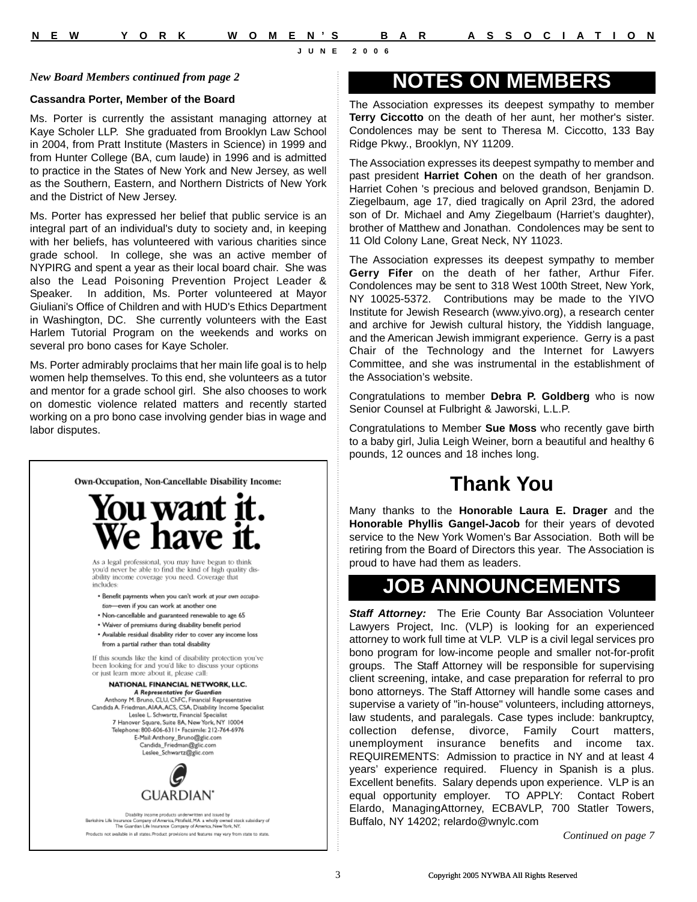*New Board Members continued from page 2*

**Cassandra Porter, Member of the Board**

Ms. Porter is currently the assistant managing attorney at Kaye Scholer LLP. She graduated from Brooklyn Law School in 2004, from Pratt Institute (Masters in Science) in 1999 and from Hunter College (BA, cum laude) in 1996 and is admitted to practice in the States of New York and New Jersey, as well as the Southern, Eastern, and Northern Districts of New York and the District of New Jersey.

Ms. Porter has expressed her belief that public service is an integral part of an individual's duty to society and, in keeping with her beliefs, has volunteered with various charities since grade school. In college, she was an active member of NYPIRG and spent a year as their local board chair. She was also the Lead Poisoning Prevention Project Leader & Speaker. In addition, Ms. Porter volunteered at Mayor Giuliani's Office of Children and with HUD's Ethics Department in Washington, DC. She currently volunteers with the East Harlem Tutorial Program on the weekends and works on several pro bono cases for Kaye Scholer.

Ms. Porter admirably proclaims that her main life goal is to help women help themselves. To this end, she volunteers as a tutor and mentor for a grade school girl. She also chooses to work on domestic violence related matters and recently started working on a pro bono case involving gender bias in wage and labor disputes.

---

**Own-Occupation, Non-Cancellable Disability Income:**

# You want it. We have it.

As a legal professional, you may have begun to think you'd never be able to find the kind of high quality disability income coverage you need. Coverage that includes:

- Benefit payments when you can't work *at your own occupation*—even if you can work at another one
- Non-cancellable and guaranteed renewable to age 65
- Waiver of premiums during disability benefit period
- Available residual disability rider to cover any income loss from a partial rather than total disability

If this sounds like the kind of disability protection you've been looking for and you'd like to discuss your options or just learn more about it, please call:

**NATIONAL FINANCIAL NETWORK, LLC.**
***A Representative for Guardian***
Anthony M. Bruno, CLU, ChFC, Financial Representative
Candida A. Friedman, AIAA, ACS, CSA, Disability Income Specialist
Leslee L. Schwartz, Financial Specialist
7 Hanover Square, Suite 8A, New York, NY 10004
Telephone: 800-606-6311• Facsimile: 212-764-6976
E-Mail: Anthony_Bruno@glic.com
Candida_Friedman@glic.com
Leslee_Schwartz@glic.com

GUARDIAN®

Disability income products underwritten and issued by Berkshire Life Insurance Company of America, Pittsfield, MA. a wholly owned stock subsidiary of The Guardian Life Insurance Company of America, New York, NY.

Products not available in all states. Product provisions and features may vary from state to state.

---

## NOTES ON MEMBERS

The Association expresses its deepest sympathy to member **Terry Ciccotto** on the death of her aunt, her mother's sister. Condolences may be sent to Theresa M. Ciccotto, 133 Bay Ridge Pkwy., Brooklyn, NY 11209.

The Association expresses its deepest sympathy to member and past president **Harriet Cohen** on the death of her grandson. Harriet Cohen 's precious and beloved grandson, Benjamin D. Ziegelbaum, age 17, died tragically on April 23rd, the adored son of Dr. Michael and Amy Ziegelbaum (Harriet's daughter), brother of Matthew and Jonathan. Condolences may be sent to 11 Old Colony Lane, Great Neck, NY 11023.

The Association expresses its deepest sympathy to member **Gerry Fifer** on the death of her father, Arthur Fifer. Condolences may be sent to 318 West 100th Street, New York, NY 10025-5372. Contributions may be made to the YIVO Institute for Jewish Research (www.yivo.org), a research center and archive for Jewish cultural history, the Yiddish language, and the American Jewish immigrant experience. Gerry is a past Chair of the Technology and the Internet for Lawyers Committee, and she was instrumental in the establishment of the Association's website.

Congratulations to member **Debra P. Goldberg** who is now Senior Counsel at Fulbright & Jaworski, L.L.P.

Congratulations to Member **Sue Moss** who recently gave birth to a baby girl, Julia Leigh Weiner, born a beautiful and healthy 6 pounds, 12 ounces and 18 inches long.

## Thank You

Many thanks to the **Honorable Laura E. Drager** and the **Honorable Phyllis Gangel-Jacob** for their years of devoted service to the New York Women's Bar Association. Both will be retiring from the Board of Directors this year. The Association is proud to have had them as leaders.

## JOB ANNOUNCEMENTS

***Staff Attorney:*** The Erie County Bar Association Volunteer Lawyers Project, Inc. (VLP) is looking for an experienced attorney to work full time at VLP. VLP is a civil legal services pro bono program for low-income people and smaller not-for-profit groups. The Staff Attorney will be responsible for supervising client screening, intake, and case preparation for referral to pro bono attorneys. The Staff Attorney will handle some cases and supervise a variety of "in-house" volunteers, including attorneys, law students, and paralegals. Case types include: bankruptcy, collection defense, divorce, Family Court matters, unemployment insurance benefits and income tax. REQUIREMENTS: Admission to practice in NY and at least 4 years' experience required. Fluency in Spanish is a plus. Excellent benefits. Salary depends upon experience. VLP is an equal opportunity employer. TO APPLY: Contact Robert Elardo, ManagingAttorney, ECBAVLP, 700 Statler Towers, Buffalo, NY 14202; relardo@wnylc.com

*Continued on page 7*

Copyright 2005 NYWBA All Rights Reserved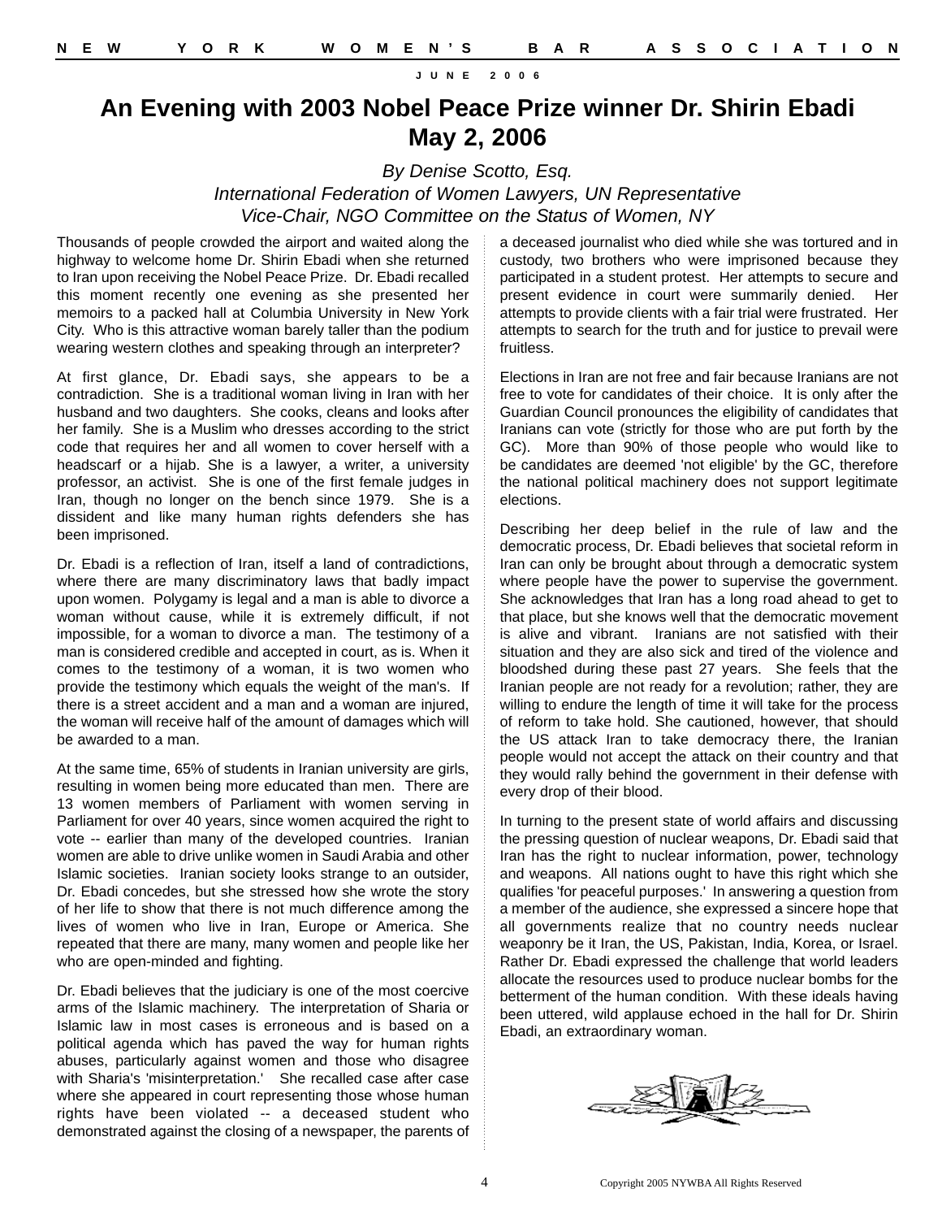# An Evening with 2003 Nobel Peace Prize winner Dr. Shirin Ebadi May 2, 2006

*By Denise Scotto, Esq.*
*International Federation of Women Lawyers, UN Representative*
*Vice-Chair, NGO Committee on the Status of Women, NY*

Thousands of people crowded the airport and waited along the highway to welcome home Dr. Shirin Ebadi when she returned to Iran upon receiving the Nobel Peace Prize. Dr. Ebadi recalled this moment recently one evening as she presented her memoirs to a packed hall at Columbia University in New York City. Who is this attractive woman barely taller than the podium wearing western clothes and speaking through an interpreter?

At first glance, Dr. Ebadi says, she appears to be a contradiction. She is a traditional woman living in Iran with her husband and two daughters. She cooks, cleans and looks after her family. She is a Muslim who dresses according to the strict code that requires her and all women to cover herself with a headscarf or a hijab. She is a lawyer, a writer, a university professor, an activist. She is one of the first female judges in Iran, though no longer on the bench since 1979. She is a dissident and like many human rights defenders she has been imprisoned.

Dr. Ebadi is a reflection of Iran, itself a land of contradictions, where there are many discriminatory laws that badly impact upon women. Polygamy is legal and a man is able to divorce a woman without cause, while it is extremely difficult, if not impossible, for a woman to divorce a man. The testimony of a man is considered credible and accepted in court, as is. When it comes to the testimony of a woman, it is two women who provide the testimony which equals the weight of the man's. If there is a street accident and a man and a woman are injured, the woman will receive half of the amount of damages which will be awarded to a man.

At the same time, 65% of students in Iranian university are girls, resulting in women being more educated than men. There are 13 women members of Parliament with women serving in Parliament for over 40 years, since women acquired the right to vote -- earlier than many of the developed countries. Iranian women are able to drive unlike women in Saudi Arabia and other Islamic societies. Iranian society looks strange to an outsider, Dr. Ebadi concedes, but she stressed how she wrote the story of her life to show that there is not much difference among the lives of women who live in Iran, Europe or America. She repeated that there are many, many women and people like her who are open-minded and fighting.

Dr. Ebadi believes that the judiciary is one of the most coercive arms of the Islamic machinery. The interpretation of Sharia or Islamic law in most cases is erroneous and is based on a political agenda which has paved the way for human rights abuses, particularly against women and those who disagree with Sharia's 'misinterpretation.' She recalled case after case where she appeared in court representing those whose human rights have been violated -- a deceased student who demonstrated against the closing of a newspaper, the parents of a deceased journalist who died while she was tortured and in custody, two brothers who were imprisoned because they participated in a student protest. Her attempts to secure and present evidence in court were summarily denied. Her attempts to provide clients with a fair trial were frustrated. Her attempts to search for the truth and for justice to prevail were fruitless.

Elections in Iran are not free and fair because Iranians are not free to vote for candidates of their choice. It is only after the Guardian Council pronounces the eligibility of candidates that Iranians can vote (strictly for those who are put forth by the GC). More than 90% of those people who would like to be candidates are deemed 'not eligible' by the GC, therefore the national political machinery does not support legitimate elections.

Describing her deep belief in the rule of law and the democratic process, Dr. Ebadi believes that societal reform in Iran can only be brought about through a democratic system where people have the power to supervise the government. She acknowledges that Iran has a long road ahead to get to that place, but she knows well that the democratic movement is alive and vibrant. Iranians are not satisfied with their situation and they are also sick and tired of the violence and bloodshed during these past 27 years. She feels that the Iranian people are not ready for a revolution; rather, they are willing to endure the length of time it will take for the process of reform to take hold. She cautioned, however, that should the US attack Iran to take democracy there, the Iranian people would not accept the attack on their country and that they would rally behind the government in their defense with every drop of their blood.

In turning to the present state of world affairs and discussing the pressing question of nuclear weapons, Dr. Ebadi said that Iran has the right to nuclear information, power, technology and weapons. All nations ought to have this right which she qualifies 'for peaceful purposes.' In answering a question from a member of the audience, she expressed a sincere hope that all governments realize that no country needs nuclear weaponry be it Iran, the US, Pakistan, India, Korea, or Israel. Rather Dr. Ebadi expressed the challenge that world leaders allocate the resources used to produce nuclear bombs for the betterment of the human condition. With these ideals having been uttered, wild applause echoed in the hall for Dr. Shirin Ebadi, an extraordinary woman.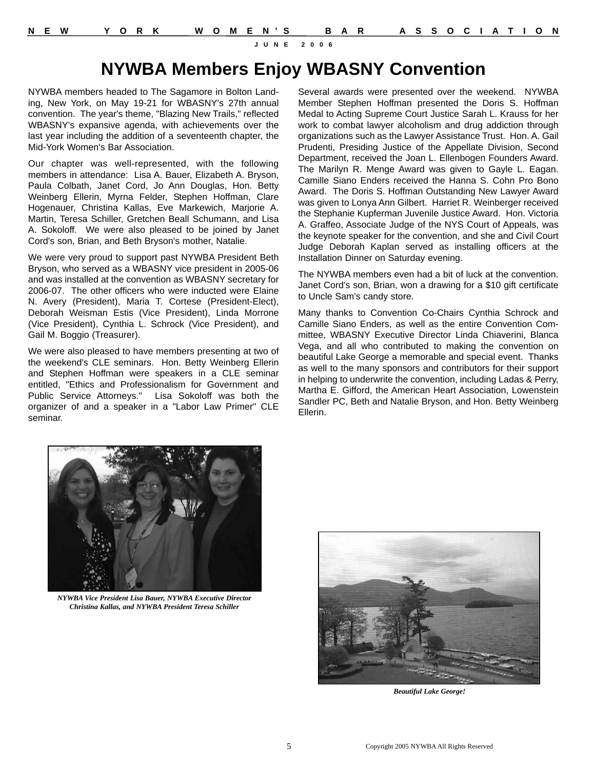# NYWBA Members Enjoy WBASNY Convention

NYWBA members headed to The Sagamore in Bolton Landing, New York, on May 19-21 for WBASNY's 27th annual convention. The year's theme, "Blazing New Trails," reflected WBASNY's expansive agenda, with achievements over the last year including the addition of a seventeenth chapter, the Mid-York Women's Bar Association.

Our chapter was well-represented, with the following members in attendance: Lisa A. Bauer, Elizabeth A. Bryson, Paula Colbath, Janet Cord, Jo Ann Douglas, Hon. Betty Weinberg Ellerin, Myrna Felder, Stephen Hoffman, Clare Hogenauer, Christina Kallas, Eve Markewich, Marjorie A. Martin, Teresa Schiller, Gretchen Beall Schumann, and Lisa A. Sokoloff. We were also pleased to be joined by Janet Cord's son, Brian, and Beth Bryson's mother, Natalie.

We were very proud to support past NYWBA President Beth Bryson, who served as a WBASNY vice president in 2005-06 and was installed at the convention as WBASNY secretary for 2006-07. The other officers who were inducted were Elaine N. Avery (President), Maria T. Cortese (President-Elect), Deborah Weisman Estis (Vice President), Linda Morrone (Vice President), Cynthia L. Schrock (Vice President), and Gail M. Boggio (Treasurer).

We were also pleased to have members presenting at two of the weekend's CLE seminars. Hon. Betty Weinberg Ellerin and Stephen Hoffman were speakers in a CLE seminar entitled, "Ethics and Professionalism for Government and Public Service Attorneys." Lisa Sokoloff was both the organizer of and a speaker in a "Labor Law Primer" CLE seminar.

Several awards were presented over the weekend. NYWBA Member Stephen Hoffman presented the Doris S. Hoffman Medal to Acting Supreme Court Justice Sarah L. Krauss for her work to combat lawyer alcoholism and drug addiction through organizations such as the Lawyer Assistance Trust. Hon. A. Gail Prudenti, Presiding Justice of the Appellate Division, Second Department, received the Joan L. Ellenbogen Founders Award. The Marilyn R. Menge Award was given to Gayle L. Eagan. Camille Siano Enders received the Hanna S. Cohn Pro Bono Award. The Doris S. Hoffman Outstanding New Lawyer Award was given to Lonya Ann Gilbert. Harriet R. Weinberger received the Stephanie Kupferman Juvenile Justice Award. Hon. Victoria A. Graffeo, Associate Judge of the NYS Court of Appeals, was the keynote speaker for the convention, and she and Civil Court Judge Deborah Kaplan served as installing officers at the Installation Dinner on Saturday evening.

The NYWBA members even had a bit of luck at the convention. Janet Cord's son, Brian, won a drawing for a $10 gift certificate to Uncle Sam's candy store.

Many thanks to Convention Co-Chairs Cynthia Schrock and Camille Siano Enders, as well as the entire Convention Committee, WBASNY Executive Director Linda Chiaverini, Blanca Vega, and all who contributed to making the convention on beautiful Lake George a memorable and special event. Thanks as well to the many sponsors and contributors for their support in helping to underwrite the convention, including Ladas & Perry, Martha E. Gifford, the American Heart Association, Lowenstein Sandler PC, Beth and Natalie Bryson, and Hon. Betty Weinberg Ellerin.

*NYWBA Vice President Lisa Bauer, NYWBA Executive Director Christina Kallas, and NYWBA President Teresa Schiller*

*Beautiful Lake George!*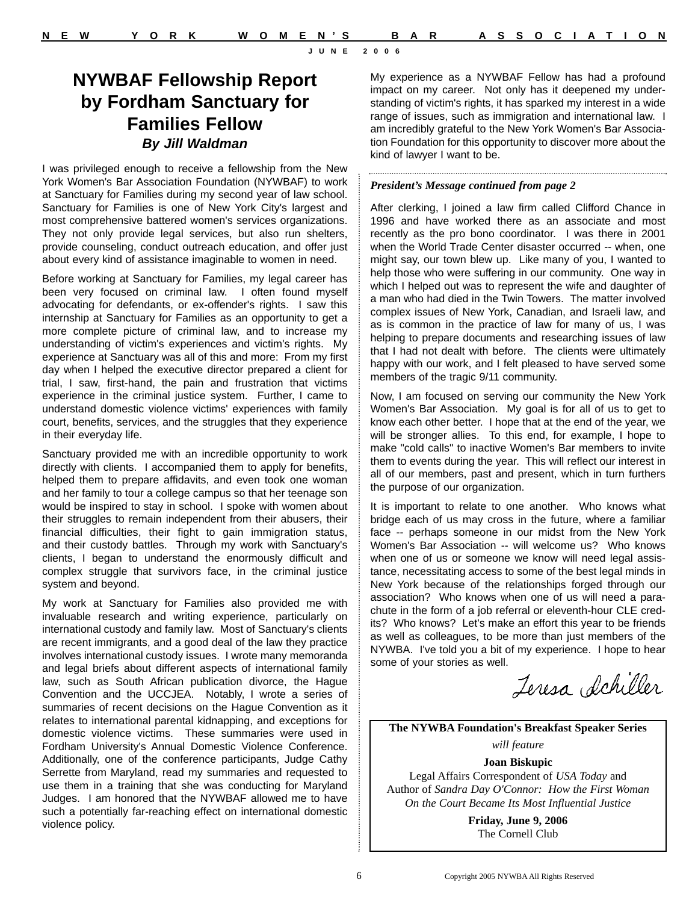# NYWBAF Fellowship Report by Fordham Sanctuary for Families Fellow

***By Jill Waldman***

I was privileged enough to receive a fellowship from the New York Women's Bar Association Foundation (NYWBAF) to work at Sanctuary for Families during my second year of law school. Sanctuary for Families is one of New York City's largest and most comprehensive battered women's services organizations. They not only provide legal services, but also run shelters, provide counseling, conduct outreach education, and offer just about every kind of assistance imaginable to women in need.

Before working at Sanctuary for Families, my legal career has been very focused on criminal law. I often found myself advocating for defendants, or ex-offender's rights. I saw this internship at Sanctuary for Families as an opportunity to get a more complete picture of criminal law, and to increase my understanding of victim's experiences and victim's rights. My experience at Sanctuary was all of this and more: From my first day when I helped the executive director prepared a client for trial, I saw, first-hand, the pain and frustration that victims experience in the criminal justice system. Further, I came to understand domestic violence victims' experiences with family court, benefits, services, and the struggles that they experience in their everyday life.

Sanctuary provided me with an incredible opportunity to work directly with clients. I accompanied them to apply for benefits, helped them to prepare affidavits, and even took one woman and her family to tour a college campus so that her teenage son would be inspired to stay in school. I spoke with women about their struggles to remain independent from their abusers, their financial difficulties, their fight to gain immigration status, and their custody battles. Through my work with Sanctuary's clients, I began to understand the enormously difficult and complex struggle that survivors face, in the criminal justice system and beyond.

My work at Sanctuary for Families also provided me with invaluable research and writing experience, particularly on international custody and family law. Most of Sanctuary's clients are recent immigrants, and a good deal of the law they practice involves international custody issues. I wrote many memoranda and legal briefs about different aspects of international family law, such as South African publication divorce, the Hague Convention and the UCCJEA. Notably, I wrote a series of summaries of recent decisions on the Hague Convention as it relates to international parental kidnapping, and exceptions for domestic violence victims. These summaries were used in Fordham University's Annual Domestic Violence Conference. Additionally, one of the conference participants, Judge Cathy Serrette from Maryland, read my summaries and requested to use them in a training that she was conducting for Maryland Judges. I am honored that the NYWBAF allowed me to have such a potentially far-reaching effect on international domestic violence policy.

My experience as a NYWBAF Fellow has had a profound impact on my career. Not only has it deepened my understanding of victim's rights, it has sparked my interest in a wide range of issues, such as immigration and international law. I am incredibly grateful to the New York Women's Bar Association Foundation for this opportunity to discover more about the kind of lawyer I want to be.

---

***President's Message continued from page 2***

After clerking, I joined a law firm called Clifford Chance in 1996 and have worked there as an associate and most recently as the pro bono coordinator. I was there in 2001 when the World Trade Center disaster occurred -- when, one might say, our town blew up. Like many of you, I wanted to help those who were suffering in our community. One way in which I helped out was to represent the wife and daughter of a man who had died in the Twin Towers. The matter involved complex issues of New York, Canadian, and Israeli law, and as is common in the practice of law for many of us, I was helping to prepare documents and researching issues of law that I had not dealt with before. The clients were ultimately happy with our work, and I felt pleased to have served some members of the tragic 9/11 community.

Now, I am focused on serving our community the New York Women's Bar Association. My goal is for all of us to get to know each other better. I hope that at the end of the year, we will be stronger allies. To this end, for example, I hope to make "cold calls" to inactive Women's Bar members to invite them to events during the year. This will reflect our interest in all of our members, past and present, which in turn furthers the purpose of our organization.

It is important to relate to one another. Who knows what bridge each of us may cross in the future, where a familiar face -- perhaps someone in our midst from the New York Women's Bar Association -- will welcome us? Who knows when one of us or someone we know will need legal assistance, necessitating access to some of the best legal minds in New York because of the relationships forged through our association? Who knows when one of us will need a parachute in the form of a job referral or eleventh-hour CLE credits? Who knows? Let's make an effort this year to be friends as well as colleagues, to be more than just members of the NYWBA. I've told you a bit of my experience. I hope to hear some of your stories as well.

*Teresa Schiller*

---

**The NYWBA Foundation's Breakfast Speaker Series**

*will feature*

**Joan Biskupic**

Legal Affairs Correspondent of *USA Today* and
Author of *Sandra Day O'Connor: How the First Woman On the Court Became Its Most Influential Justice*

**Friday, June 9, 2006**
The Cornell Club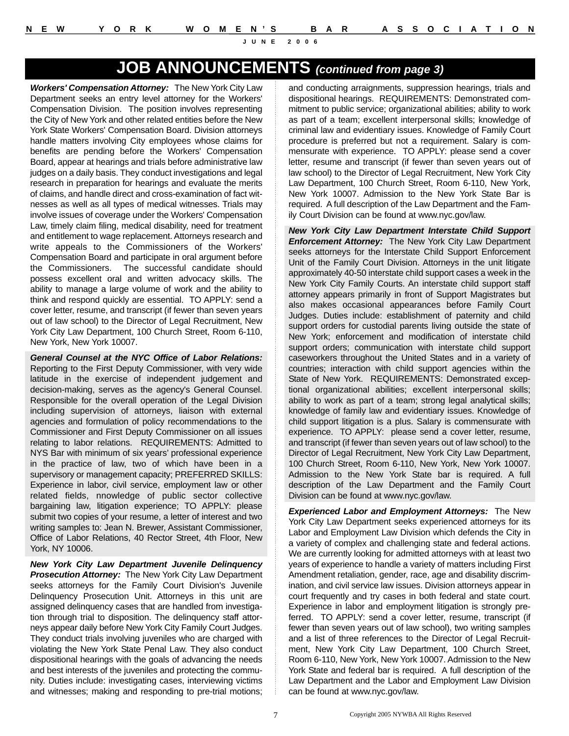# JOB ANNOUNCEMENTS *(continued from page 3)*

***Workers' Compensation Attorney:*** The New York City Law Department seeks an entry level attorney for the Workers' Compensation Division. The position involves representing the City of New York and other related entities before the New York State Workers' Compensation Board. Division attorneys handle matters involving City employees whose claims for benefits are pending before the Workers' Compensation Board, appear at hearings and trials before administrative law judges on a daily basis. They conduct investigations and legal research in preparation for hearings and evaluate the merits of claims, and handle direct and cross-examination of fact witnesses as well as all types of medical witnesses. Trials may involve issues of coverage under the Workers' Compensation Law, timely claim filing, medical disability, need for treatment and entitlement to wage replacement. Attorneys research and write appeals to the Commissioners of the Workers' Compensation Board and participate in oral argument before the Commissioners. The successful candidate should possess excellent oral and written advocacy skills. The ability to manage a large volume of work and the ability to think and respond quickly are essential. TO APPLY: send a cover letter, resume, and transcript (if fewer than seven years out of law school) to the Director of Legal Recruitment, New York City Law Department, 100 Church Street, Room 6-110, New York, New York 10007.

***General Counsel at the NYC Office of Labor Relations:*** Reporting to the First Deputy Commissioner, with very wide latitude in the exercise of independent judgement and decision-making, serves as the agency's General Counsel. Responsible for the overall operation of the Legal Division including supervision of attorneys, liaison with external agencies and formulation of policy recommendations to the Commissioner and First Deputy Commissioner on all issues relating to labor relations. REQUIREMENTS: Admitted to NYS Bar with minimum of six years' professional experience in the practice of law, two of which have been in a supervisory or management capacity; PREFERRED SKILLS: Experience in labor, civil service, employment law or other related fields, nnowledge of public sector collective bargaining law, litigation experience; TO APPLY: please submit two copies of your resume, a letter of interest and two writing samples to: Jean N. Brewer, Assistant Commissioner, Office of Labor Relations, 40 Rector Street, 4th Floor, New York, NY 10006.

***New York City Law Department Juvenile Delinquency Prosecution Attorney:*** The New York City Law Department seeks attorneys for the Family Court Division's Juvenile Delinquency Prosecution Unit. Attorneys in this unit are assigned delinquency cases that are handled from investigation through trial to disposition. The delinquency staff attorneys appear daily before New York City Family Court Judges. They conduct trials involving juveniles who are charged with violating the New York State Penal Law. They also conduct dispositional hearings with the goals of advancing the needs and best interests of the juveniles and protecting the community. Duties include: investigating cases, interviewing victims and witnesses; making and responding to pre-trial motions; and conducting arraignments, suppression hearings, trials and dispositional hearings. REQUIREMENTS: Demonstrated commitment to public service; organizational abilities; ability to work as part of a team; excellent interpersonal skills; knowledge of criminal law and evidentiary issues. Knowledge of Family Court procedure is preferred but not a requirement. Salary is commensurate with experience. TO APPLY: please send a cover letter, resume and transcript (if fewer than seven years out of law school) to the Director of Legal Recruitment, New York City Law Department, 100 Church Street, Room 6-110, New York, New York 10007. Admission to the New York State Bar is required. A full description of the Law Department and the Family Court Division can be found at www.nyc.gov/law.

***New York City Law Department Interstate Child Support Enforcement Attorney:*** The New York City Law Department seeks attorneys for the Interstate Child Support Enforcement Unit of the Family Court Division. Attorneys in the unit litigate approximately 40-50 interstate child support cases a week in the New York City Family Courts. An interstate child support staff attorney appears primarily in front of Support Magistrates but also makes occasional appearances before Family Court Judges. Duties include: establishment of paternity and child support orders for custodial parents living outside the state of New York; enforcement and modification of interstate child support orders; communication with interstate child support caseworkers throughout the United States and in a variety of countries; interaction with child support agencies within the State of New York. REQUIREMENTS: Demonstrated exceptional organizational abilities; excellent interpersonal skills; ability to work as part of a team; strong legal analytical skills; knowledge of family law and evidentiary issues. Knowledge of child support litigation is a plus. Salary is commensurate with experience. TO APPLY: please send a cover letter, resume, and transcript (if fewer than seven years out of law school) to the Director of Legal Recruitment, New York City Law Department, 100 Church Street, Room 6-110, New York, New York 10007. Admission to the New York State bar is required. A full description of the Law Department and the Family Court Division can be found at www.nyc.gov/law.

***Experienced Labor and Employment Attorneys:*** The New York City Law Department seeks experienced attorneys for its Labor and Employment Law Division which defends the City in a variety of complex and challenging state and federal actions. We are currently looking for admitted attorneys with at least two years of experience to handle a variety of matters including First Amendment retaliation, gender, race, age and disability discrimination, and civil service law issues. Division attorneys appear in court frequently and try cases in both federal and state court. Experience in labor and employment litigation is strongly preferred. TO APPLY: send a cover letter, resume, transcript (if fewer than seven years out of law school), two writing samples and a list of three references to the Director of Legal Recruitment, New York City Law Department, 100 Church Street, Room 6-110, New York, New York 10007. Admission to the New York State and federal bar is required. A full description of the Law Department and the Labor and Employment Law Division can be found at www.nyc.gov/law.

Copyright 2005 NYWBA All Rights Reserved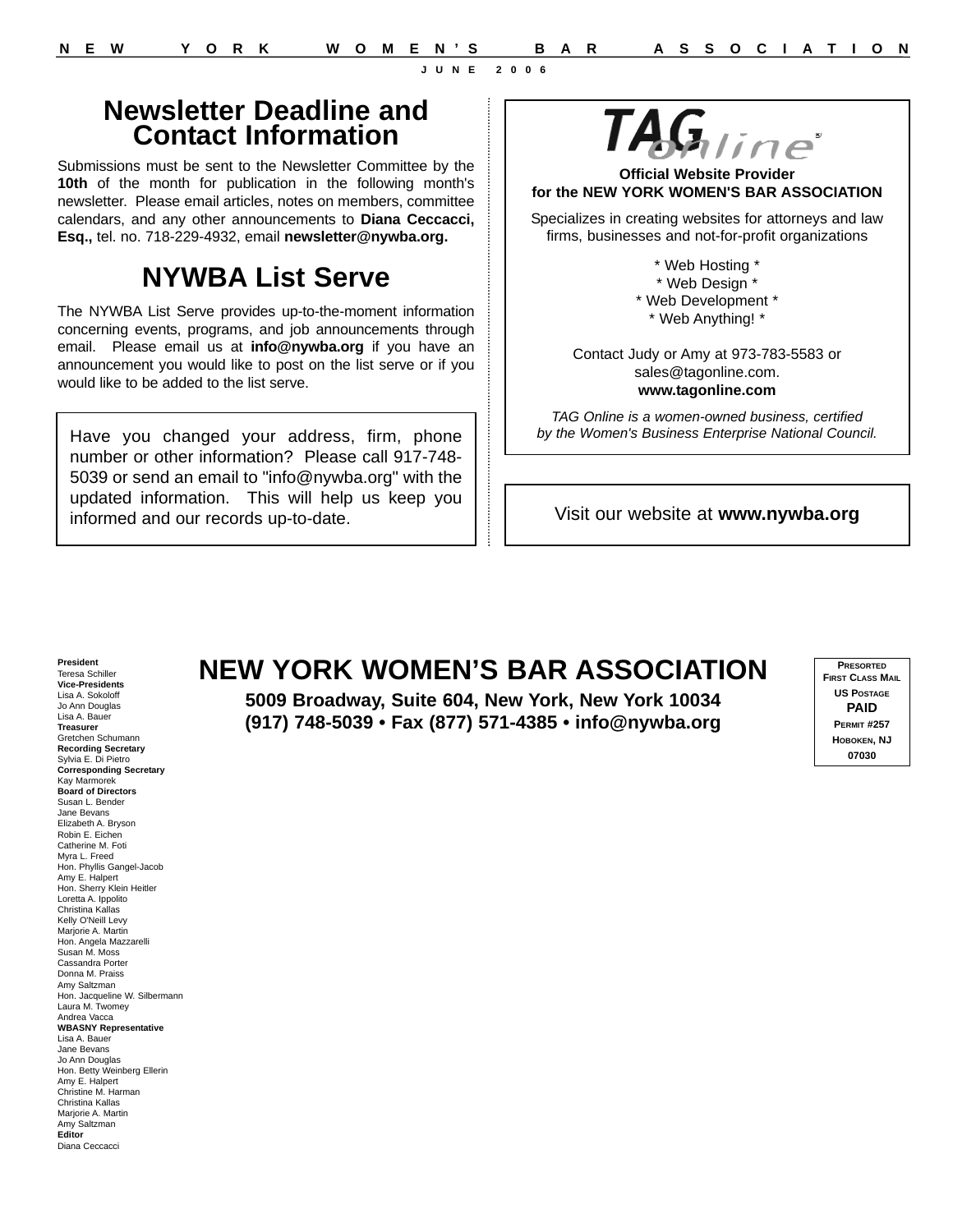## Newsletter Deadline and Contact Information

Submissions must be sent to the Newsletter Committee by the **10th** of the month for publication in the following month's newsletter. Please email articles, notes on members, committee calendars, and any other announcements to **Diana Ceccacci, Esq.,** tel. no. 718-229-4932, email **newsletter@nywba.org.**

## NYWBA List Serve

The NYWBA List Serve provides up-to-the-moment information concerning events, programs, and job announcements through email. Please email us at **info@nywba.org** if you have an announcement you would like to post on the list serve or if you would like to be added to the list serve.

Have you changed your address, firm, phone number or other information? Please call 917-748-5039 or send an email to "info@nywba.org" with the updated information. This will help us keep you informed and our records up-to-date.

TAG online

**Official Website Provider**
**for the NEW YORK WOMEN'S BAR ASSOCIATION**

Specializes in creating websites for attorneys and law firms, businesses and not-for-profit organizations

\* Web Hosting \*
\* Web Design \*
\* Web Development \*
\* Web Anything! \*

Contact Judy or Amy at 973-783-5583 or sales@tagonline.com.
**www.tagonline.com**

*TAG Online is a women-owned business, certified by the Women's Business Enterprise National Council.*

Visit our website at **www.nywba.org**

**President**
Teresa Schiller
**Vice-Presidents**
Lisa A. Sokoloff
Jo Ann Douglas
Lisa A. Bauer
**Treasurer**
Gretchen Schumann
**Recording Secretary**
Sylvia E. Di Pietro
**Corresponding Secretary**
Kay Marmorek
**Board of Directors**
Susan L. Bender
Jane Bevans
Elizabeth A. Bryson
Robin E. Eichen
Catherine M. Foti
Myra L. Freed
Hon. Phyllis Gangel-Jacob
Amy E. Halpert
Hon. Sherry Klein Heitler
Loretta A. Ippolito
Christina Kallas
Kelly O'Neill Levy
Marjorie A. Martin
Hon. Angela Mazzarelli
Susan M. Moss
Cassandra Porter
Donna M. Praiss
Amy Saltzman
Hon. Jacqueline W. Silbermann
Laura M. Twomey
Andrea Vacca
**WBASNY Representative**
Lisa A. Bauer
Jane Bevans
Jo Ann Douglas
Hon. Betty Weinberg Ellerin
Amy E. Halpert
Christine M. Harman
Christina Kallas
Marjorie A. Martin
Amy Saltzman
**Editor**
Diana Ceccacci

# NEW YORK WOMEN'S BAR ASSOCIATION

**5009 Broadway, Suite 604, New York, New York 10034**
**(917) 748-5039 • Fax (877) 571-4385 • info@nywba.org**

PRESORTED
FIRST CLASS MAIL
US POSTAGE
**PAID**
PERMIT #257
HOBOKEN, NJ
07030